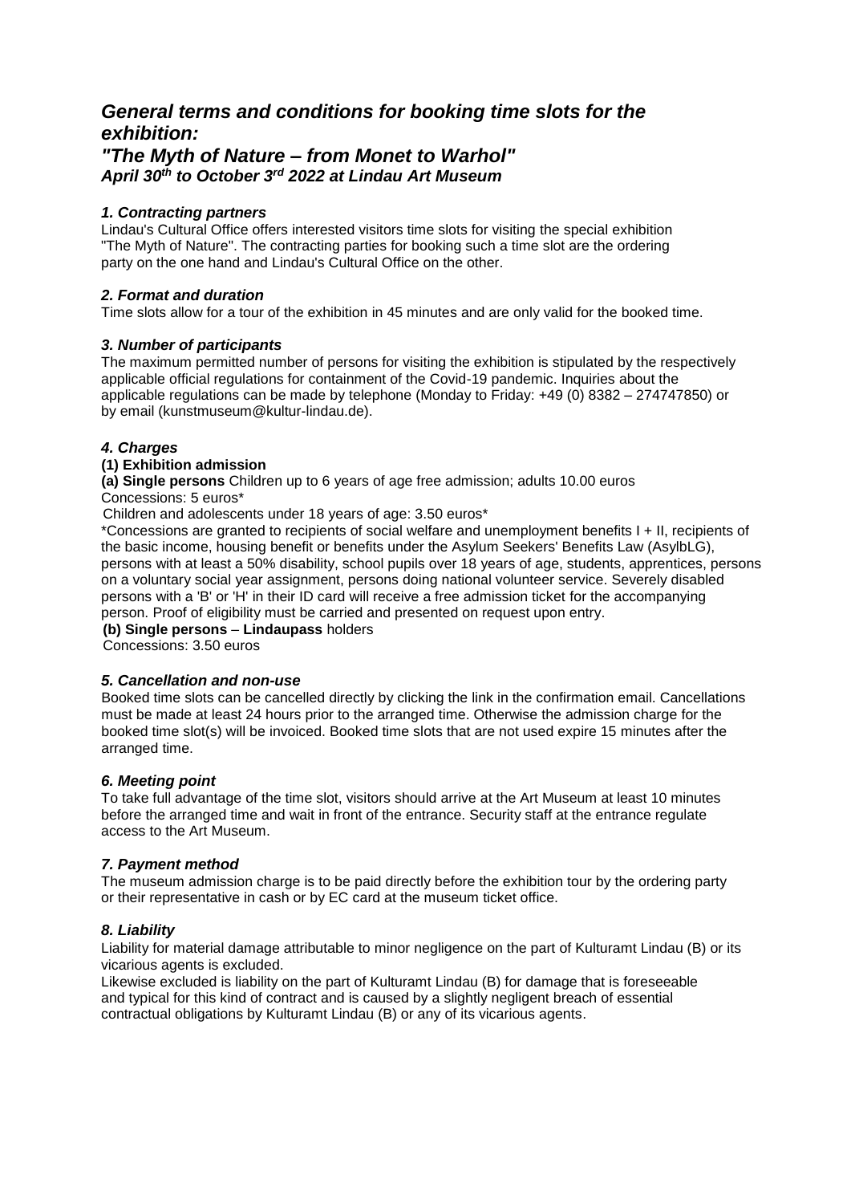# *General terms and conditions for booking time slots for the exhibition: "The Myth of Nature – from Monet to Warhol" April 30th to October 3rd 2022 at Lindau Art Museum*

### *1. Contracting partners*

Lindau's Cultural Office offers interested visitors time slots for visiting the special exhibition "The Myth of Nature". The contracting parties for booking such a time slot are the ordering party on the one hand and Lindau's Cultural Office on the other.

### *2. Format and duration*

Time slots allow for a tour of the exhibition in 45 minutes and are only valid for the booked time.

### *3. Number of participants*

The maximum permitted number of persons for visiting the exhibition is stipulated by the respectively applicable official regulations for containment of the Covid-19 pandemic. Inquiries about the applicable regulations can be made by telephone (Monday to Friday: +49 (0) 8382 – 274747850) or by email (kunstmuseum@kultur-lindau.de).

### *4. Charges*

**(1) Exhibition admission**

**(a) Single persons** Children up to 6 years of age free admission; adults 10.00 euros
Concessions: 5 euros*
Children and adolescents under 18 years of age: 3.50 euros*

*Concessions are granted to recipients of social welfare and unemployment benefits I + II, recipients of the basic income, housing benefit or benefits under the Asylum Seekers' Benefits Law (AsylbLG), persons with at least a 50% disability, school pupils over 18 years of age, students, apprentices, persons on a voluntary social year assignment, persons doing national volunteer service. Severely disabled persons with a 'B' or 'H' in their ID card will receive a free admission ticket for the accompanying person. Proof of eligibility must be carried and presented on request upon entry.

**(b) Single persons** – **Lindaupass** holders
Concessions: 3.50 euros

### *5. Cancellation and non-use*

Booked time slots can be cancelled directly by clicking the link in the confirmation email. Cancellations must be made at least 24 hours prior to the arranged time. Otherwise the admission charge for the booked time slot(s) will be invoiced. Booked time slots that are not used expire 15 minutes after the arranged time.

### *6. Meeting point*

To take full advantage of the time slot, visitors should arrive at the Art Museum at least 10 minutes before the arranged time and wait in front of the entrance. Security staff at the entrance regulate access to the Art Museum.

### *7. Payment method*

The museum admission charge is to be paid directly before the exhibition tour by the ordering party or their representative in cash or by EC card at the museum ticket office.

### *8. Liability*

Liability for material damage attributable to minor negligence on the part of Kulturamt Lindau (B) or its vicarious agents is excluded.

Likewise excluded is liability on the part of Kulturamt Lindau (B) for damage that is foreseeable and typical for this kind of contract and is caused by a slightly negligent breach of essential contractual obligations by Kulturamt Lindau (B) or any of its vicarious agents.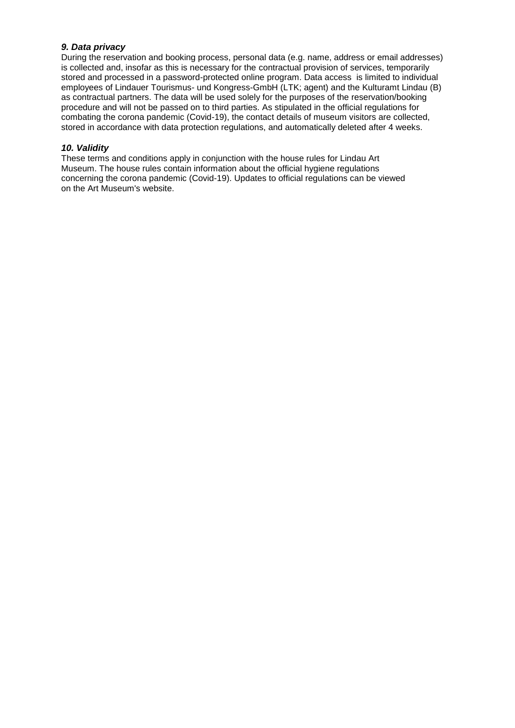### *9. Data privacy*

During the reservation and booking process, personal data (e.g. name, address or email addresses) is collected and, insofar as this is necessary for the contractual provision of services, temporarily stored and processed in a password-protected online program. Data access is limited to individual employees of Lindauer Tourismus- und Kongress-GmbH (LTK; agent) and the Kulturamt Lindau (B) as contractual partners. The data will be used solely for the purposes of the reservation/booking procedure and will not be passed on to third parties. As stipulated in the official regulations for combating the corona pandemic (Covid-19), the contact details of museum visitors are collected, stored in accordance with data protection regulations, and automatically deleted after 4 weeks.

### *10. Validity*

These terms and conditions apply in conjunction with the house rules for Lindau Art Museum. The house rules contain information about the official hygiene regulations concerning the corona pandemic (Covid-19). Updates to official regulations can be viewed on the Art Museum's website.